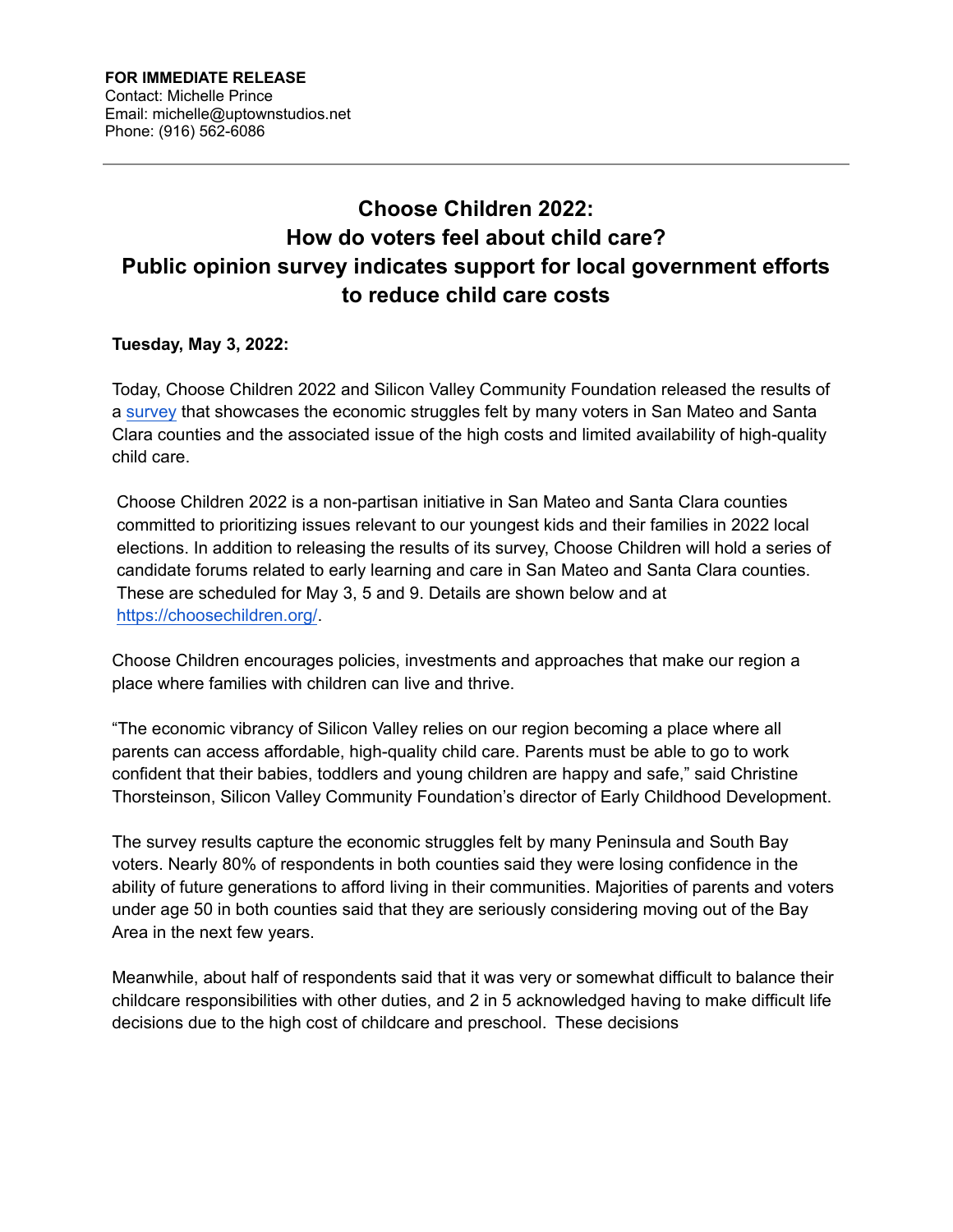**FOR IMMEDIATE RELEASE**
Contact: Michelle Prince
Email: michelle@uptownstudios.net
Phone: (916) 562-6086

---

# Choose Children 2022: How do voters feel about child care? Public opinion survey indicates support for local government efforts to reduce child care costs

**Tuesday, May 3, 2022:**

Today, Choose Children 2022 and Silicon Valley Community Foundation released the results of a [survey](#) that showcases the economic struggles felt by many voters in San Mateo and Santa Clara counties and the associated issue of the high costs and limited availability of high-quality child care.

Choose Children 2022 is a non-partisan initiative in San Mateo and Santa Clara counties committed to prioritizing issues relevant to our youngest kids and their families in 2022 local elections. In addition to releasing the results of its survey, Choose Children will hold a series of candidate forums related to early learning and care in San Mateo and Santa Clara counties. These are scheduled for May 3, 5 and 9. Details are shown below and at [https://choosechildren.org/](https://choosechildren.org/).

Choose Children encourages policies, investments and approaches that make our region a place where families with children can live and thrive.

"The economic vibrancy of Silicon Valley relies on our region becoming a place where all parents can access affordable, high-quality child care. Parents must be able to go to work confident that their babies, toddlers and young children are happy and safe," said Christine Thorsteinson, Silicon Valley Community Foundation's director of Early Childhood Development.

The survey results capture the economic struggles felt by many Peninsula and South Bay voters. Nearly 80% of respondents in both counties said they were losing confidence in the ability of future generations to afford living in their communities. Majorities of parents and voters under age 50 in both counties said that they are seriously considering moving out of the Bay Area in the next few years.

Meanwhile, about half of respondents said that it was very or somewhat difficult to balance their childcare responsibilities with other duties, and 2 in 5 acknowledged having to make difficult life decisions due to the high cost of childcare and preschool. These decisions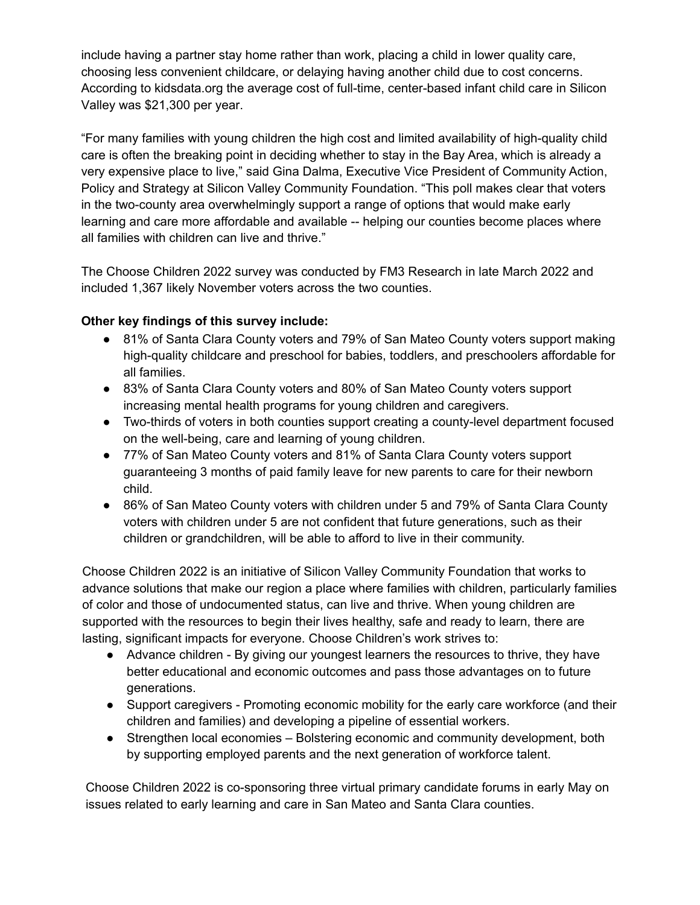include having a partner stay home rather than work, placing a child in lower quality care, choosing less convenient childcare, or delaying having another child due to cost concerns. According to kidsdata.org the average cost of full-time, center-based infant child care in Silicon Valley was $21,300 per year.

"For many families with young children the high cost and limited availability of high-quality child care is often the breaking point in deciding whether to stay in the Bay Area, which is already a very expensive place to live," said Gina Dalma, Executive Vice President of Community Action, Policy and Strategy at Silicon Valley Community Foundation. "This poll makes clear that voters in the two-county area overwhelmingly support a range of options that would make early learning and care more affordable and available -- helping our counties become places where all families with children can live and thrive."

The Choose Children 2022 survey was conducted by FM3 Research in late March 2022 and included 1,367 likely November voters across the two counties.

**Other key findings of this survey include:**

- 81% of Santa Clara County voters and 79% of San Mateo County voters support making high-quality childcare and preschool for babies, toddlers, and preschoolers affordable for all families.
- 83% of Santa Clara County voters and 80% of San Mateo County voters support increasing mental health programs for young children and caregivers.
- Two-thirds of voters in both counties support creating a county-level department focused on the well-being, care and learning of young children.
- 77% of San Mateo County voters and 81% of Santa Clara County voters support guaranteeing 3 months of paid family leave for new parents to care for their newborn child.
- 86% of San Mateo County voters with children under 5 and 79% of Santa Clara County voters with children under 5 are not confident that future generations, such as their children or grandchildren, will be able to afford to live in their community.

Choose Children 2022 is an initiative of Silicon Valley Community Foundation that works to advance solutions that make our region a place where families with children, particularly families of color and those of undocumented status, can live and thrive. When young children are supported with the resources to begin their lives healthy, safe and ready to learn, there are lasting, significant impacts for everyone. Choose Children's work strives to:

- Advance children - By giving our youngest learners the resources to thrive, they have better educational and economic outcomes and pass those advantages on to future generations.
- Support caregivers - Promoting economic mobility for the early care workforce (and their children and families) and developing a pipeline of essential workers.
- Strengthen local economies – Bolstering economic and community development, both by supporting employed parents and the next generation of workforce talent.

Choose Children 2022 is co-sponsoring three virtual primary candidate forums in early May on issues related to early learning and care in San Mateo and Santa Clara counties.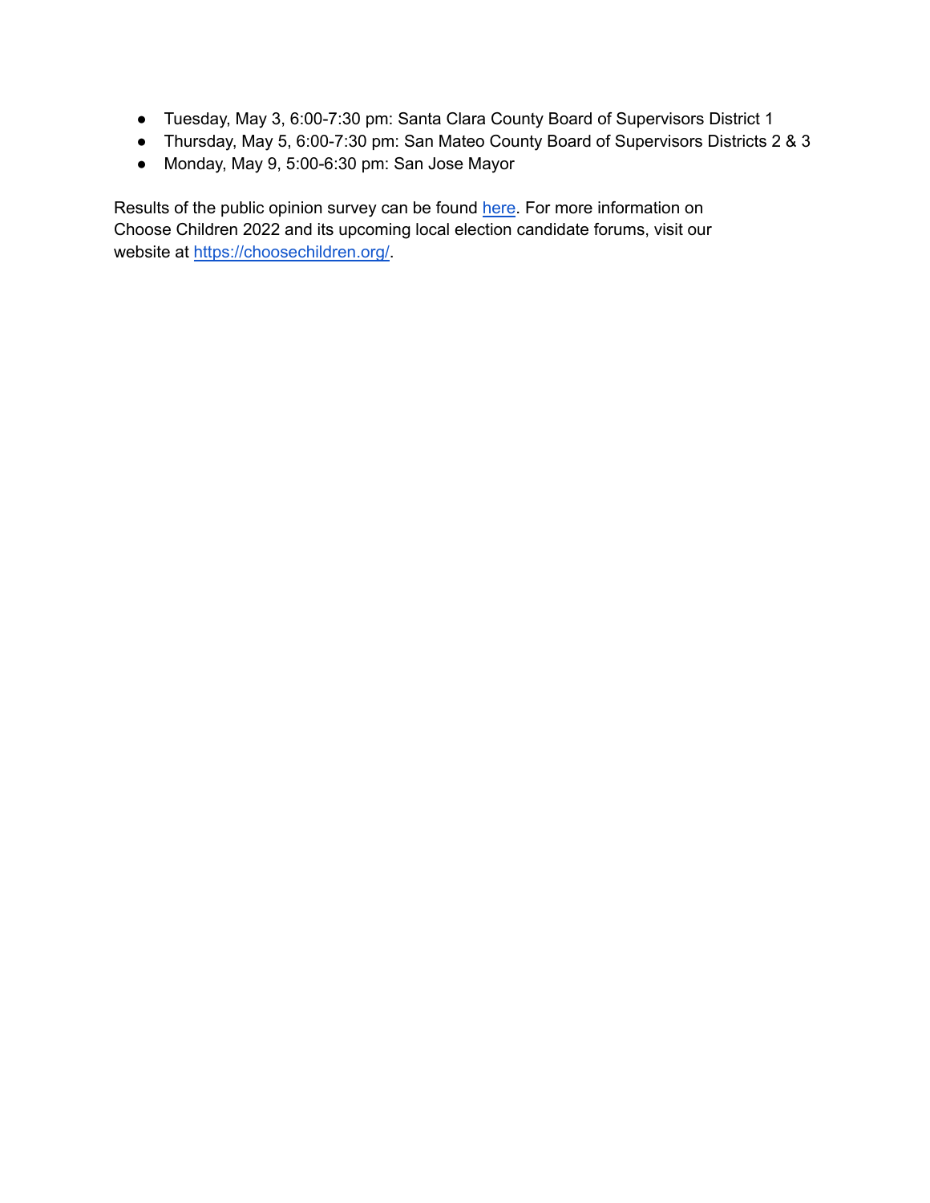- Tuesday, May 3, 6:00-7:30 pm: Santa Clara County Board of Supervisors District 1
- Thursday, May 5, 6:00-7:30 pm: San Mateo County Board of Supervisors Districts 2 & 3
- Monday, May 9, 5:00-6:30 pm: San Jose Mayor

Results of the public opinion survey can be found here. For more information on Choose Children 2022 and its upcoming local election candidate forums, visit our website at https://choosechildren.org/.